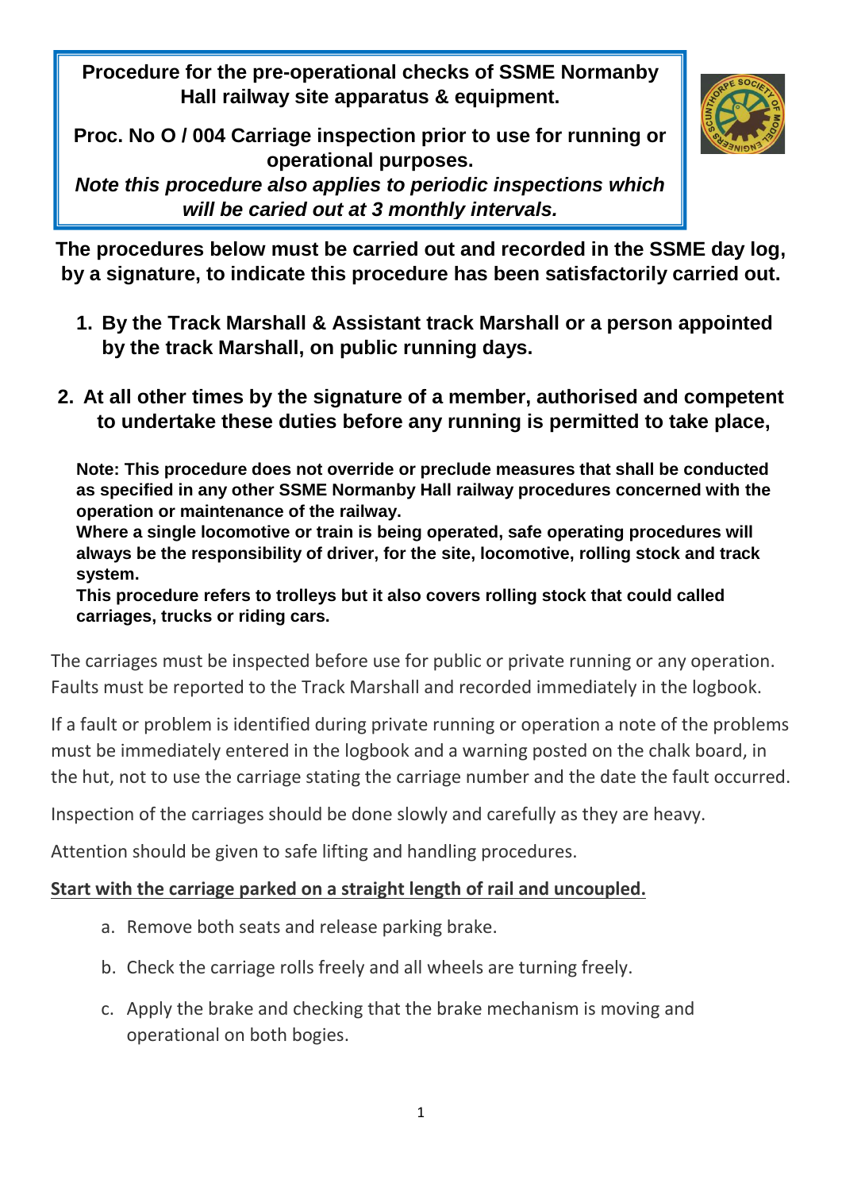**Procedure for the pre-operational checks of SSME Normanby Hall railway site apparatus & equipment.**

**Proc. No O / 004 Carriage inspection prior to use for running or operational purposes.**

***Note this procedure also applies to periodic inspections which will be caried out at 3 monthly intervals.***

**The procedures below must be carried out and recorded in the SSME day log, by a signature, to indicate this procedure has been satisfactorily carried out.**

1. **By the Track Marshall & Assistant track Marshall or a person appointed by the track Marshall, on public running days.**

2. **At all other times by the signature of a member, authorised and competent to undertake these duties before any running is permitted to take place,**

**Note: This procedure does not override or preclude measures that shall be conducted as specified in any other SSME Normanby Hall railway procedures concerned with the operation or maintenance of the railway.**
**Where a single locomotive or train is being operated, safe operating procedures will always be the responsibility of driver, for the site, locomotive, rolling stock and track system.**
**This procedure refers to trolleys but it also covers rolling stock that could called carriages, trucks or riding cars.**

The carriages must be inspected before use for public or private running or any operation. Faults must be reported to the Track Marshall and recorded immediately in the logbook.

If a fault or problem is identified during private running or operation a note of the problems must be immediately entered in the logbook and a warning posted on the chalk board, in the hut, not to use the carriage stating the carriage number and the date the fault occurred.

Inspection of the carriages should be done slowly and carefully as they are heavy.

Attention should be given to safe lifting and handling procedures.

**Start with the carriage parked on a straight length of rail and uncoupled.**

a. Remove both seats and release parking brake.
b. Check the carriage rolls freely and all wheels are turning freely.
c. Apply the brake and checking that the brake mechanism is moving and operational on both bogies.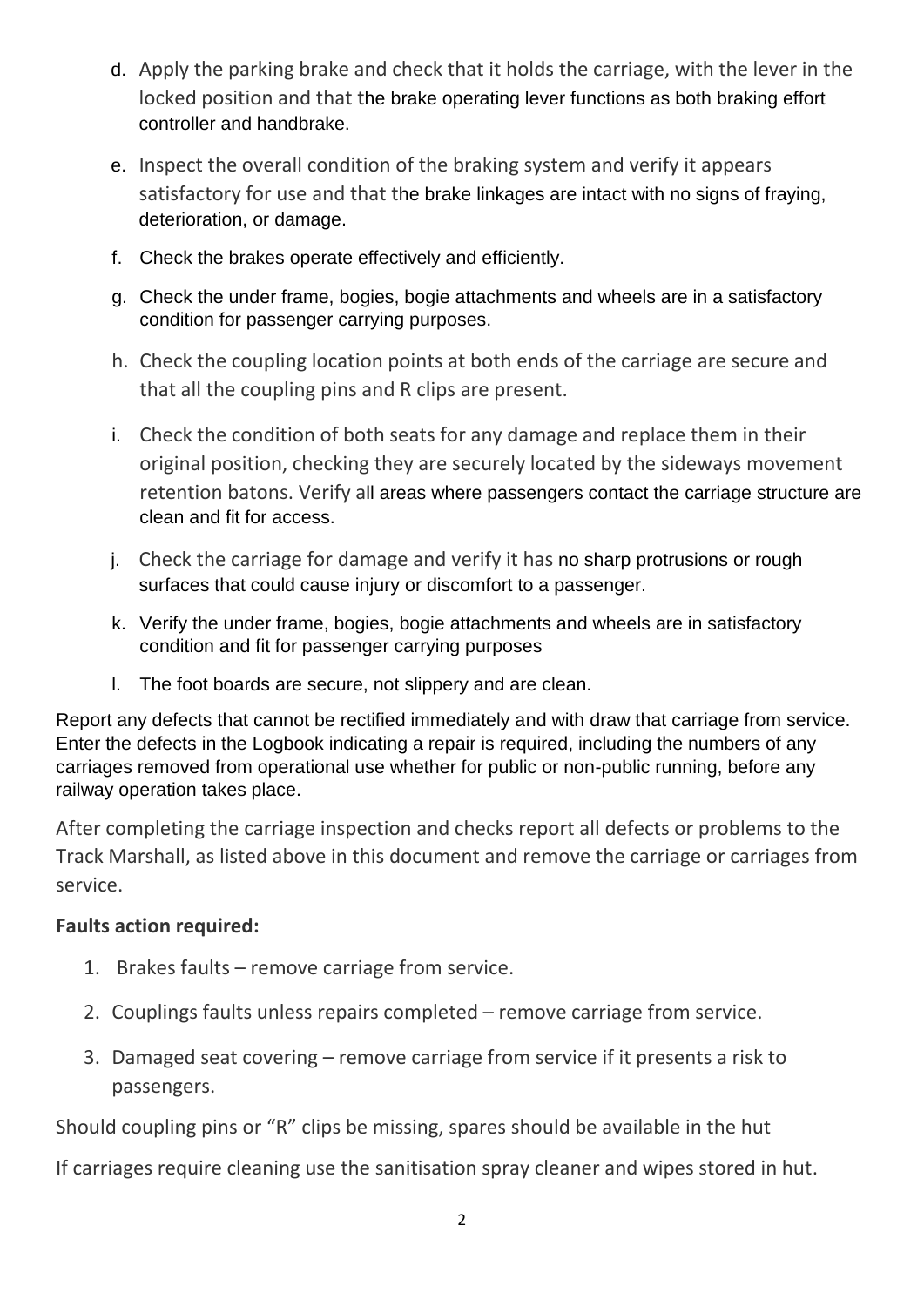d. Apply the parking brake and check that it holds the carriage, with the lever in the locked position and that the brake operating lever functions as both braking effort controller and handbrake.

e. Inspect the overall condition of the braking system and verify it appears satisfactory for use and that the brake linkages are intact with no signs of fraying, deterioration, or damage.

f. Check the brakes operate effectively and efficiently.

g. Check the under frame, bogies, bogie attachments and wheels are in a satisfactory condition for passenger carrying purposes.

h. Check the coupling location points at both ends of the carriage are secure and that all the coupling pins and R clips are present.

i. Check the condition of both seats for any damage and replace them in their original position, checking they are securely located by the sideways movement retention batons. Verify all areas where passengers contact the carriage structure are clean and fit for access.

j. Check the carriage for damage and verify it has no sharp protrusions or rough surfaces that could cause injury or discomfort to a passenger.

k. Verify the under frame, bogies, bogie attachments and wheels are in satisfactory condition and fit for passenger carrying purposes

l. The foot boards are secure, not slippery and are clean.

Report any defects that cannot be rectified immediately and with draw that carriage from service. Enter the defects in the Logbook indicating a repair is required, including the numbers of any carriages removed from operational use whether for public or non-public running, before any railway operation takes place.

After completing the carriage inspection and checks report all defects or problems to the Track Marshall, as listed above in this document and remove the carriage or carriages from service.

**Faults action required:**

1. Brakes faults – remove carriage from service.
2. Couplings faults unless repairs completed – remove carriage from service.
3. Damaged seat covering – remove carriage from service if it presents a risk to passengers.

Should coupling pins or "R" clips be missing, spares should be available in the hut

If carriages require cleaning use the sanitisation spray cleaner and wipes stored in hut.